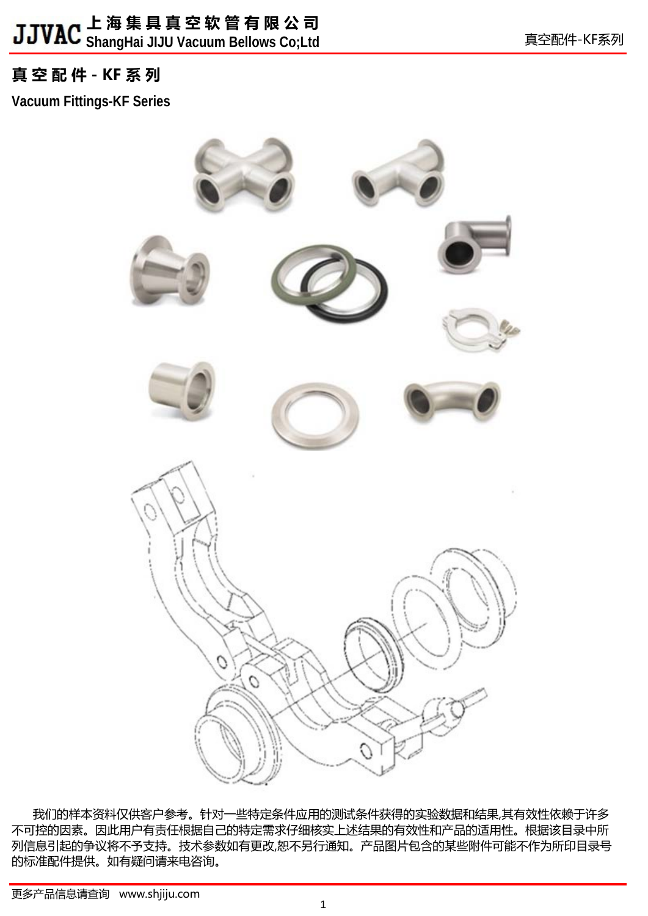# 真空配件 - KF 系列

## Vacuum Fittings-KF Series

我们的样本资料仅供客户参考。针对一些特定条件应用的测试条件获得的实验数据和结果,其有效性依赖于许多不可控的因素。因此用户有责任根据自己的特定需求仔细核实上述结果的有效性和产品的适用性。根据该目录中所列信息引起的争议将不予支持。技术参数如有更改,恕不另行通知。产品图片包含的某些附件可能不作为所印目录号的标准配件提供。如有疑问请来电咨询。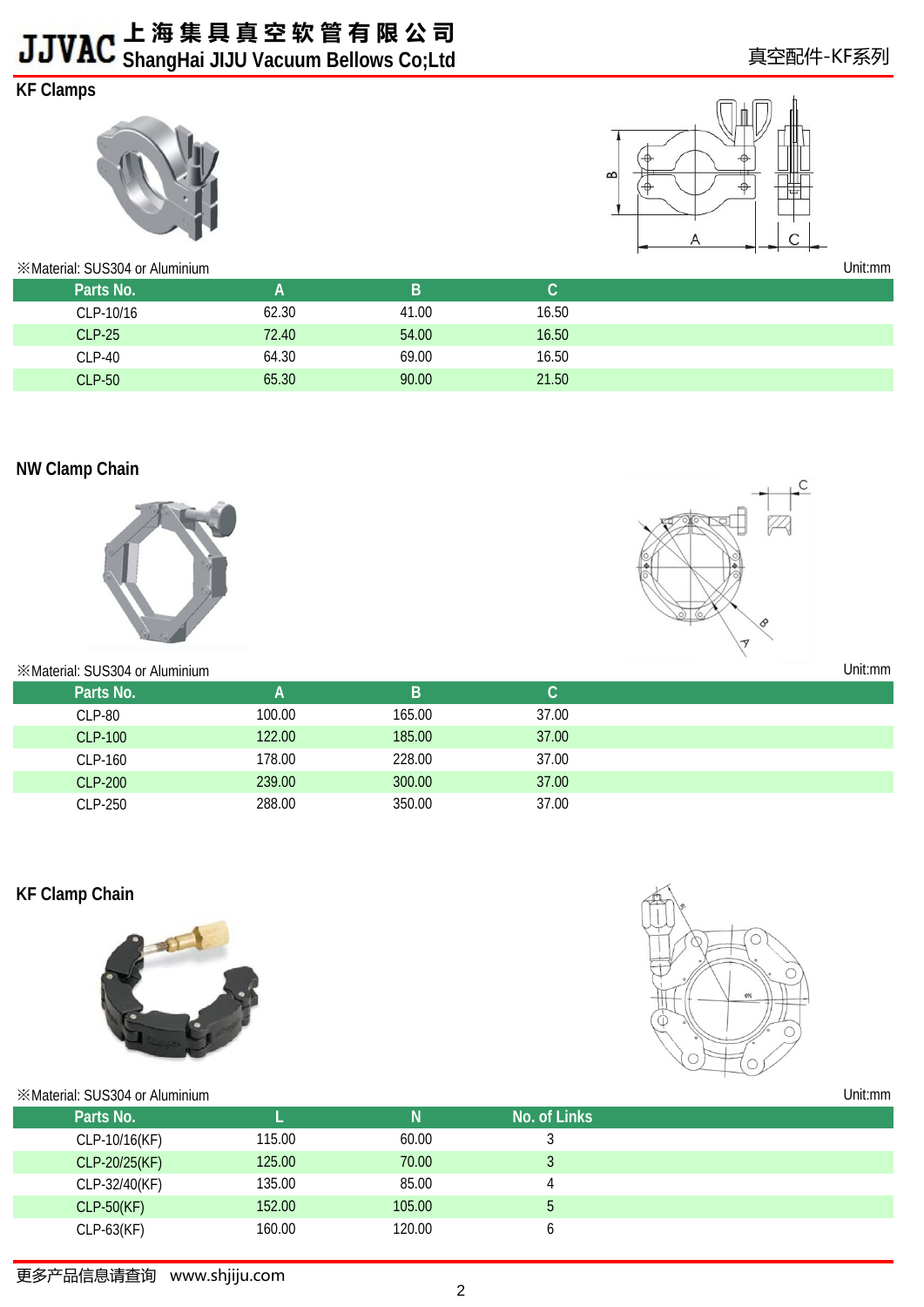## KF Clamps

※Material: SUS304 or Aluminium

Unit:mm

| Parts No. | A | B | C |
|---|---|---|---|
| CLP-10/16 | 62.30 | 41.00 | 16.50 |
| CLP-25 | 72.40 | 54.00 | 16.50 |
| CLP-40 | 64.30 | 69.00 | 16.50 |
| CLP-50 | 65.30 | 90.00 | 21.50 |

## NW Clamp Chain

※Material: SUS304 or Aluminium

Unit:mm

| Parts No. | A | B | C |
|---|---|---|---|
| CLP-80 | 100.00 | 165.00 | 37.00 |
| CLP-100 | 122.00 | 185.00 | 37.00 |
| CLP-160 | 178.00 | 228.00 | 37.00 |
| CLP-200 | 239.00 | 300.00 | 37.00 |
| CLP-250 | 288.00 | 350.00 | 37.00 |

## KF Clamp Chain

※Material: SUS304 or Aluminium

Unit:mm

| Parts No. | L | N | No. of Links |
|---|---|---|---|
| CLP-10/16(KF) | 115.00 | 60.00 | 3 |
| CLP-20/25(KF) | 125.00 | 70.00 | 3 |
| CLP-32/40(KF) | 135.00 | 85.00 | 4 |
| CLP-50(KF) | 152.00 | 105.00 | 5 |
| CLP-63(KF) | 160.00 | 120.00 | 6 |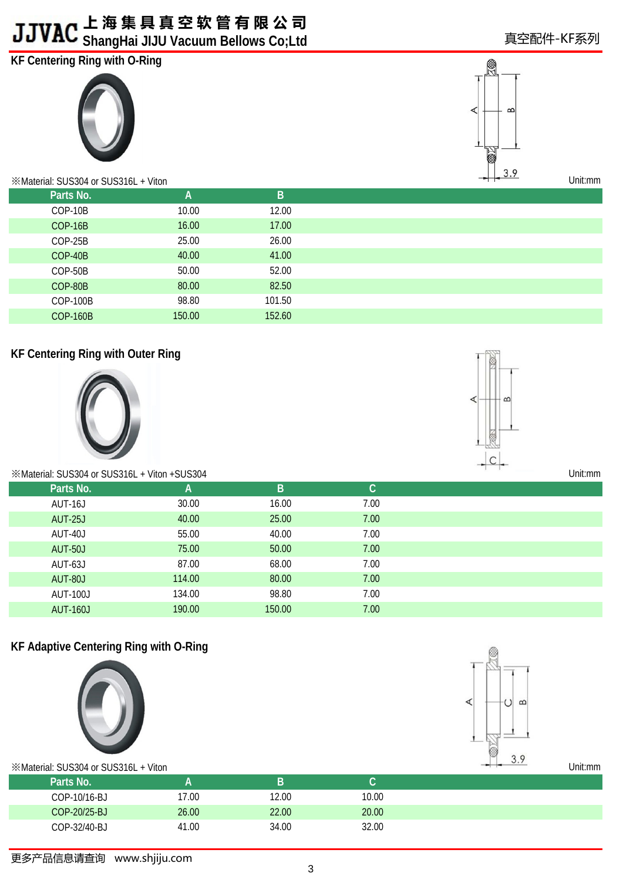## KF Centering Ring with O-Ring

※Material: SUS304 or SUS316L + Viton

Unit:mm

| Parts No. | A | B |
|---|---|---|
| COP-10B | 10.00 | 12.00 |
| COP-16B | 16.00 | 17.00 |
| COP-25B | 25.00 | 26.00 |
| COP-40B | 40.00 | 41.00 |
| COP-50B | 50.00 | 52.00 |
| COP-80B | 80.00 | 82.50 |
| COP-100B | 98.80 | 101.50 |
| COP-160B | 150.00 | 152.60 |

## KF Centering Ring with Outer Ring

※Material: SUS304 or SUS316L + Viton +SUS304

Unit:mm

| Parts No. | A | B | C |
|---|---|---|---|
| AUT-16J | 30.00 | 16.00 | 7.00 |
| AUT-25J | 40.00 | 25.00 | 7.00 |
| AUT-40J | 55.00 | 40.00 | 7.00 |
| AUT-50J | 75.00 | 50.00 | 7.00 |
| AUT-63J | 87.00 | 68.00 | 7.00 |
| AUT-80J | 114.00 | 80.00 | 7.00 |
| AUT-100J | 134.00 | 98.80 | 7.00 |
| AUT-160J | 190.00 | 150.00 | 7.00 |

## KF Adaptive Centering Ring with O-Ring

※Material: SUS304 or SUS316L + Viton

Unit:mm

| Parts No. | A | B | C |
|---|---|---|---|
| COP-10/16-BJ | 17.00 | 12.00 | 10.00 |
| COP-20/25-BJ | 26.00 | 22.00 | 20.00 |
| COP-32/40-BJ | 41.00 | 34.00 | 32.00 |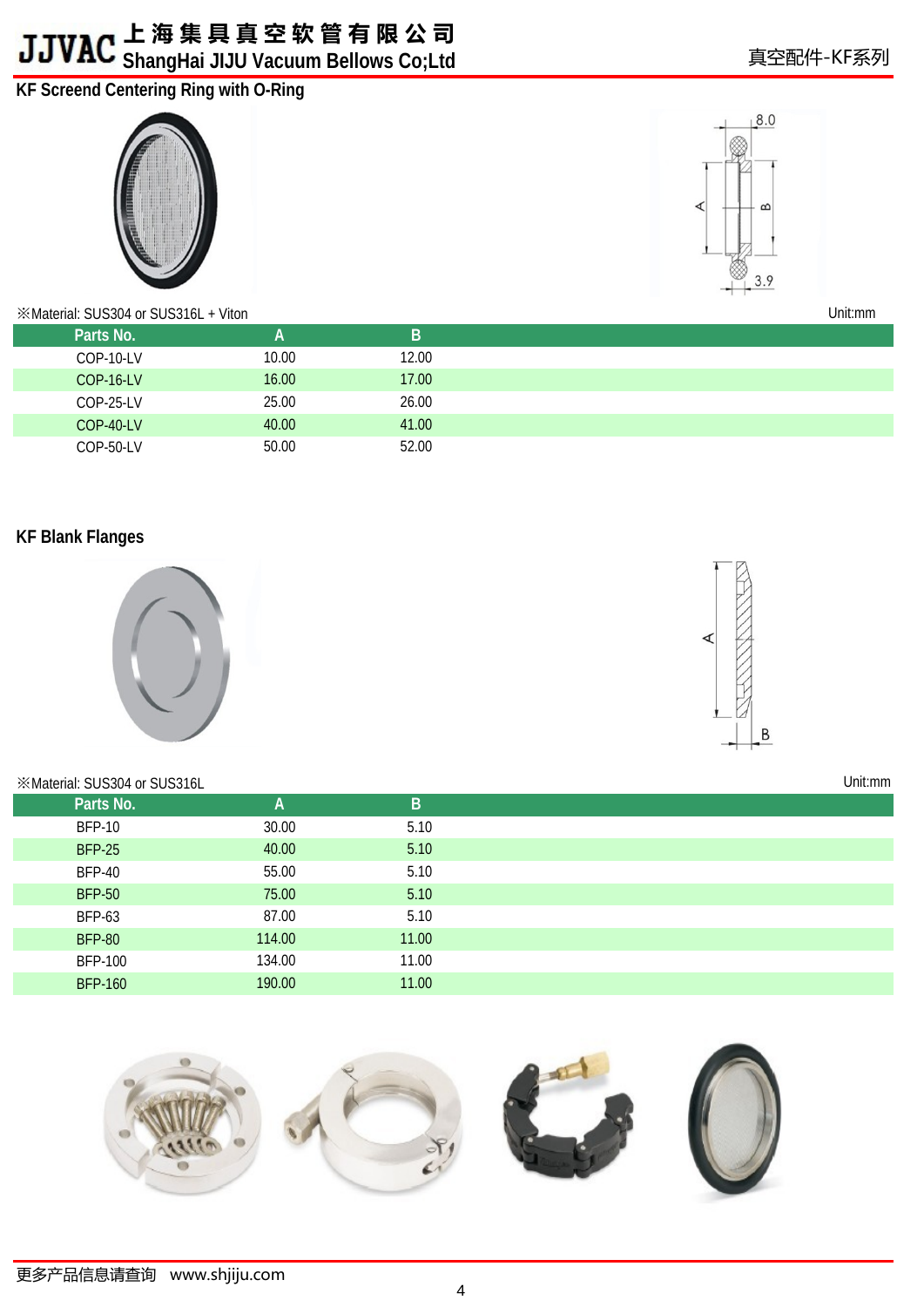## KF Screend Centering Ring with O-Ring

※Material: SUS304 or SUS316L + Viton

Unit:mm

| Parts No. | A | B |
| --- | --- | --- |
| COP-10-LV | 10.00 | 12.00 |
| COP-16-LV | 16.00 | 17.00 |
| COP-25-LV | 25.00 | 26.00 |
| COP-40-LV | 40.00 | 41.00 |
| COP-50-LV | 50.00 | 52.00 |

## KF Blank Flanges

※Material: SUS304 or SUS316L

Unit:mm

| Parts No. | A | B |
| --- | --- | --- |
| BFP-10 | 30.00 | 5.10 |
| BFP-25 | 40.00 | 5.10 |
| BFP-40 | 55.00 | 5.10 |
| BFP-50 | 75.00 | 5.10 |
| BFP-63 | 87.00 | 5.10 |
| BFP-80 | 114.00 | 11.00 |
| BFP-100 | 134.00 | 11.00 |
| BFP-160 | 190.00 | 11.00 |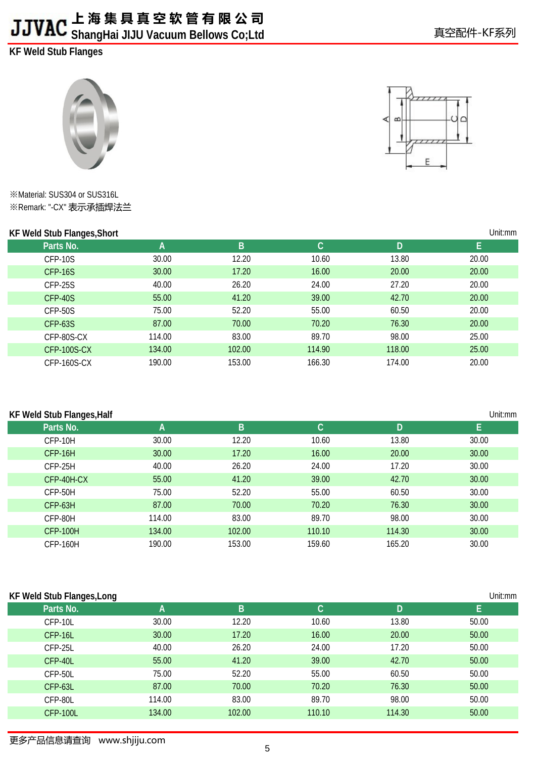## KF Weld Stub Flanges

※Material: SUS304 or SUS316L
※Remark: "-CX" 表示承插焊法兰

### KF Weld Stub Flanges,Short

Unit:mm

| Parts No. | A | B | C | D | E |
|---|---|---|---|---|---|
| CFP-10S | 30.00 | 12.20 | 10.60 | 13.80 | 20.00 |
| CFP-16S | 30.00 | 17.20 | 16.00 | 20.00 | 20.00 |
| CFP-25S | 40.00 | 26.20 | 24.00 | 27.20 | 20.00 |
| CFP-40S | 55.00 | 41.20 | 39.00 | 42.70 | 20.00 |
| CFP-50S | 75.00 | 52.20 | 55.00 | 60.50 | 20.00 |
| CFP-63S | 87.00 | 70.00 | 70.20 | 76.30 | 20.00 |
| CFP-80S-CX | 114.00 | 83.00 | 89.70 | 98.00 | 25.00 |
| CFP-100S-CX | 134.00 | 102.00 | 114.90 | 118.00 | 25.00 |
| CFP-160S-CX | 190.00 | 153.00 | 166.30 | 174.00 | 20.00 |

### KF Weld Stub Flanges,Half

Unit:mm

| Parts No. | A | B | C | D | E |
|---|---|---|---|---|---|
| CFP-10H | 30.00 | 12.20 | 10.60 | 13.80 | 30.00 |
| CFP-16H | 30.00 | 17.20 | 16.00 | 20.00 | 30.00 |
| CFP-25H | 40.00 | 26.20 | 24.00 | 17.20 | 30.00 |
| CFP-40H-CX | 55.00 | 41.20 | 39.00 | 42.70 | 30.00 |
| CFP-50H | 75.00 | 52.20 | 55.00 | 60.50 | 30.00 |
| CFP-63H | 87.00 | 70.00 | 70.20 | 76.30 | 30.00 |
| CFP-80H | 114.00 | 83.00 | 89.70 | 98.00 | 30.00 |
| CFP-100H | 134.00 | 102.00 | 110.10 | 114.30 | 30.00 |
| CFP-160H | 190.00 | 153.00 | 159.60 | 165.20 | 30.00 |

### KF Weld Stub Flanges,Long

Unit:mm

| Parts No. | A | B | C | D | E |
|---|---|---|---|---|---|
| CFP-10L | 30.00 | 12.20 | 10.60 | 13.80 | 50.00 |
| CFP-16L | 30.00 | 17.20 | 16.00 | 20.00 | 50.00 |
| CFP-25L | 40.00 | 26.20 | 24.00 | 17.20 | 50.00 |
| CFP-40L | 55.00 | 41.20 | 39.00 | 42.70 | 50.00 |
| CFP-50L | 75.00 | 52.20 | 55.00 | 60.50 | 50.00 |
| CFP-63L | 87.00 | 70.00 | 70.20 | 76.30 | 50.00 |
| CFP-80L | 114.00 | 83.00 | 89.70 | 98.00 | 50.00 |
| CFP-100L | 134.00 | 102.00 | 110.10 | 114.30 | 50.00 |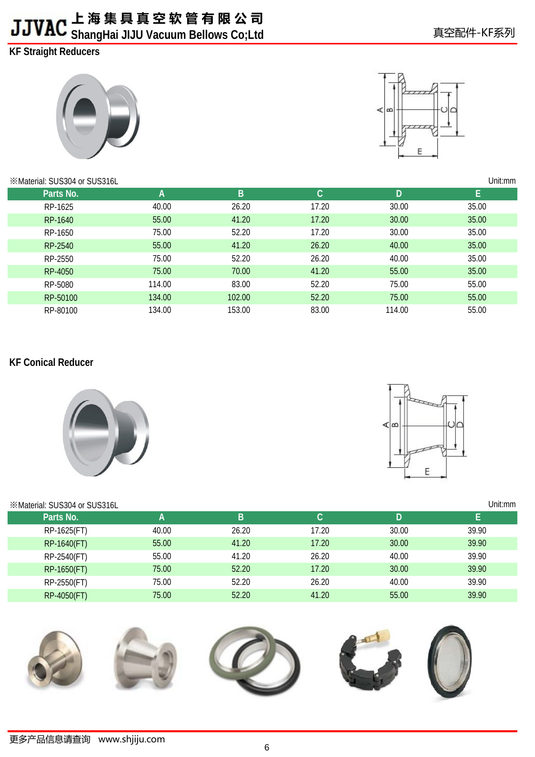## KF Straight Reducers

※Material: SUS304 or SUS316L Unit:mm

| Parts No. | A | B | C | D | E |
|---|---|---|---|---|---|
| RP-1625 | 40.00 | 26.20 | 17.20 | 30.00 | 35.00 |
| RP-1640 | 55.00 | 41.20 | 17.20 | 30.00 | 35.00 |
| RP-1650 | 75.00 | 52.20 | 17.20 | 30.00 | 35.00 |
| RP-2540 | 55.00 | 41.20 | 26.20 | 40.00 | 35.00 |
| RP-2550 | 75.00 | 52.20 | 26.20 | 40.00 | 35.00 |
| RP-4050 | 75.00 | 70.00 | 41.20 | 55.00 | 35.00 |
| RP-5080 | 114.00 | 83.00 | 52.20 | 75.00 | 55.00 |
| RP-50100 | 134.00 | 102.00 | 52.20 | 75.00 | 55.00 |
| RP-80100 | 134.00 | 153.00 | 83.00 | 114.00 | 55.00 |

## KF Conical Reducer

※Material: SUS304 or SUS316L Unit:mm

| Parts No. | A | B | C | D | E |
|---|---|---|---|---|---|
| RP-1625(FT) | 40.00 | 26.20 | 17.20 | 30.00 | 39.90 |
| RP-1640(FT) | 55.00 | 41.20 | 17.20 | 30.00 | 39.90 |
| RP-2540(FT) | 55.00 | 41.20 | 26.20 | 40.00 | 39.90 |
| RP-1650(FT) | 75.00 | 52.20 | 17.20 | 30.00 | 39.90 |
| RP-2550(FT) | 75.00 | 52.20 | 26.20 | 40.00 | 39.90 |
| RP-4050(FT) | 75.00 | 52.20 | 41.20 | 55.00 | 39.90 |

更多产品信息请查询 www.shjiju.com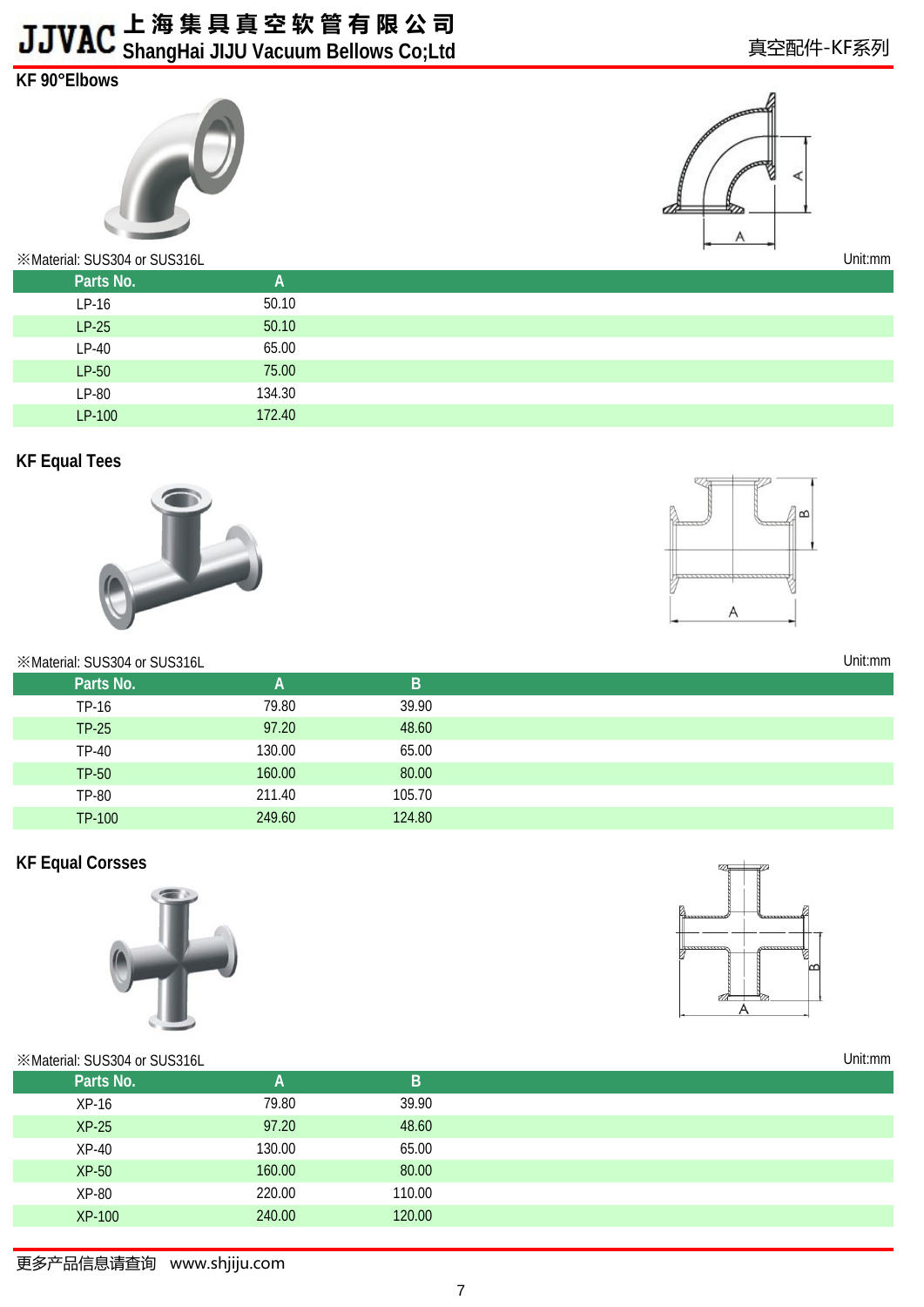## KF 90°Elbows

※Material: SUS304 or SUS316L

Unit:mm

| Parts No. | A |
|---|---|
| LP-16 | 50.10 |
| LP-25 | 50.10 |
| LP-40 | 65.00 |
| LP-50 | 75.00 |
| LP-80 | 134.30 |
| LP-100 | 172.40 |

## KF Equal Tees

※Material: SUS304 or SUS316L

Unit:mm

| Parts No. | A | B |
|---|---|---|
| TP-16 | 79.80 | 39.90 |
| TP-25 | 97.20 | 48.60 |
| TP-40 | 130.00 | 65.00 |
| TP-50 | 160.00 | 80.00 |
| TP-80 | 211.40 | 105.70 |
| TP-100 | 249.60 | 124.80 |

## KF Equal Corsses

※Material: SUS304 or SUS316L

Unit:mm

| Parts No. | A | B |
|---|---|---|
| XP-16 | 79.80 | 39.90 |
| XP-25 | 97.20 | 48.60 |
| XP-40 | 130.00 | 65.00 |
| XP-50 | 160.00 | 80.00 |
| XP-80 | 220.00 | 110.00 |
| XP-100 | 240.00 | 120.00 |

更多产品信息请查询 www.shjiju.com